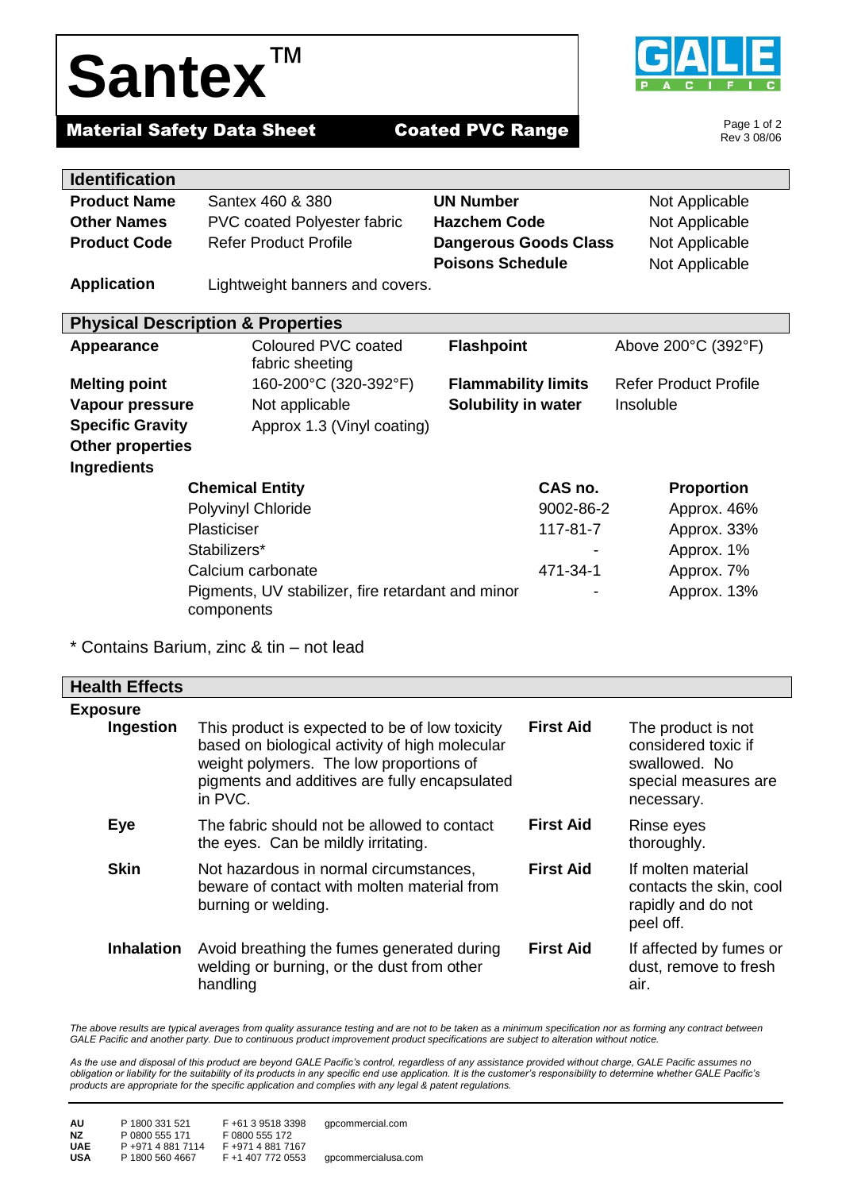# Santex™

**Material Safety Data Sheet** **Coated PVC Range**

GALE PACIFIC

Rev 3 08/06

## Identification

| | | | |
|---|---|---|---|
| **Product Name** | Santex 460 & 380 | **UN Number** | Not Applicable |
| **Other Names** | PVC coated Polyester fabric | **Hazchem Code** | Not Applicable |
| **Product Code** | Refer Product Profile | **Dangerous Goods Class** | Not Applicable |
| | | **Poisons Schedule** | Not Applicable |
| **Application** | Lightweight banners and covers. | | |

## Physical Description & Properties

| | | | |
|---|---|---|---|
| **Appearance** | Coloured PVC coated fabric sheeting | **Flashpoint** | Above 200°C (392°F) |
| **Melting point** | 160-200°C (320-392°F) | **Flammability limits** | Refer Product Profile |
| **Vapour pressure** | Not applicable | **Solubility in water** | Insoluble |
| **Specific Gravity** | Approx 1.3 (Vinyl coating) | | |
| **Other properties** | | | |

**Ingredients**

| Chemical Entity | CAS no. | Proportion |
|---|---|---|
| Polyvinyl Chloride | 9002-86-2 | Approx. 46% |
| Plasticiser | 117-81-7 | Approx. 33% |
| Stabilizers* | - | Approx. 1% |
| Calcium carbonate | 471-34-1 | Approx. 7% |
| Pigments, UV stabilizer, fire retardant and minor components | - | Approx. 13% |

\* Contains Barium, zinc & tin – not lead

## Health Effects

**Exposure**

| | | | |
|---|---|---|---|
| **Ingestion** | This product is expected to be of low toxicity based on biological activity of high molecular weight polymers. The low proportions of pigments and additives are fully encapsulated in PVC. | **First Aid** | The product is not considered toxic if swallowed. No special measures are necessary. |
| **Eye** | The fabric should not be allowed to contact the eyes. Can be mildly irritating. | **First Aid** | Rinse eyes thoroughly. |
| **Skin** | Not hazardous in normal circumstances, beware of contact with molten material from burning or welding. | **First Aid** | If molten material contacts the skin, cool rapidly and do not peel off. |
| **Inhalation** | Avoid breathing the fumes generated during welding or burning, or the dust from other handling | **First Aid** | If affected by fumes or dust, remove to fresh air. |

*The above results are typical averages from quality assurance testing and are not to be taken as a minimum specification nor as forming any contract between GALE Pacific and another party. Due to continuous product improvement product specifications are subject to alteration without notice.*

*As the use and disposal of this product are beyond GALE Pacific's control, regardless of any assistance provided without charge, GALE Pacific assumes no obligation or liability for the suitability of its products in any specific end use application. It is the customer's responsibility to determine whether GALE Pacific's products are appropriate for the specific application and complies with any legal & patent regulations.*

| | | | |
|---|---|---|---|
| **AU** | P 1800 331 521 | F +61 3 9518 3398 | gpcommercial.com |
| **NZ** | P 0800 555 171 | F 0800 555 172 | |
| **UAE** | P +971 4 881 7114 | F +971 4 881 7167 | |
| **USA** | P 1800 560 4667 | F +1 407 772 0553 | gpcommercialusa.com |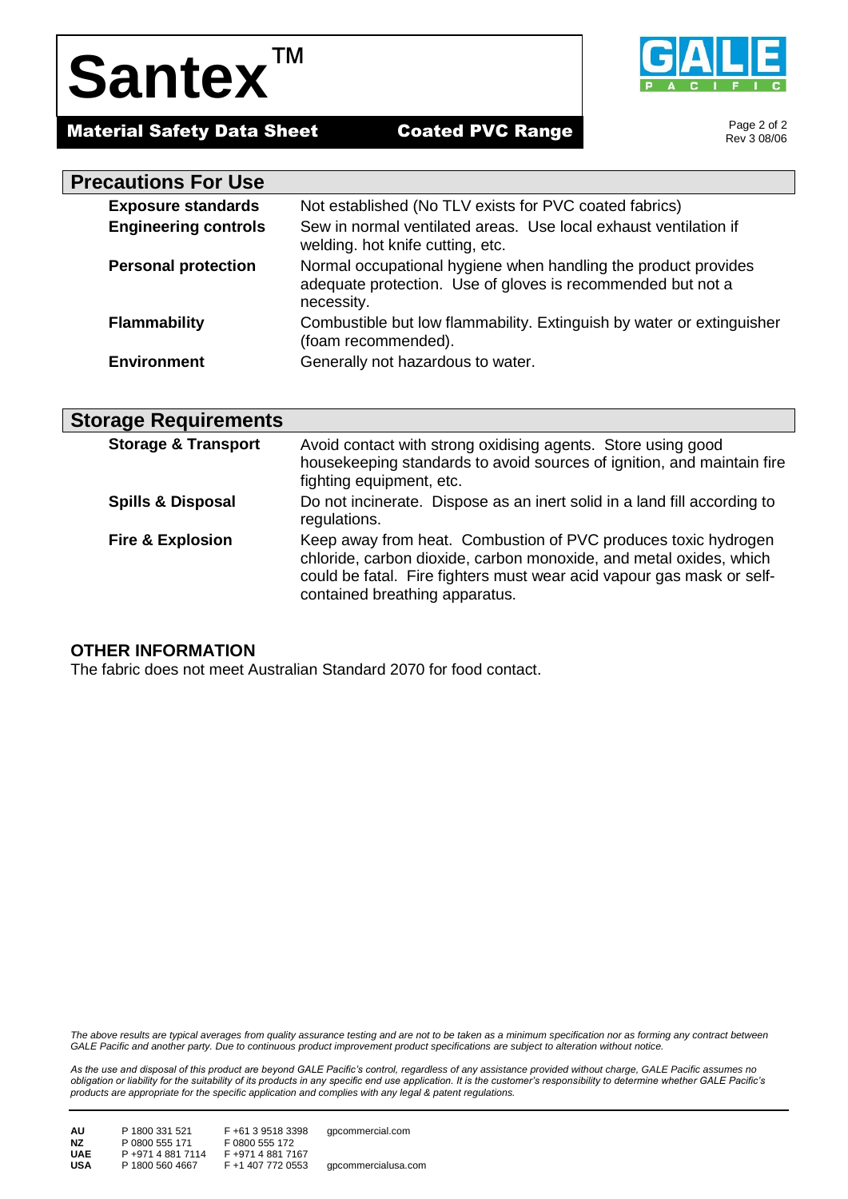## Precautions For Use

| | |
|---|---|
| **Exposure standards** | Not established (No TLV exists for PVC coated fabrics) |
| **Engineering controls** | Sew in normal ventilated areas. Use local exhaust ventilation if welding. hot knife cutting, etc. |
| **Personal protection** | Normal occupational hygiene when handling the product provides adequate protection. Use of gloves is recommended but not a necessity. |
| **Flammability** | Combustible but low flammability. Extinguish by water or extinguisher (foam recommended). |
| **Environment** | Generally not hazardous to water. |

## Storage Requirements

| | |
|---|---|
| **Storage & Transport** | Avoid contact with strong oxidising agents. Store using good housekeeping standards to avoid sources of ignition, and maintain fire fighting equipment, etc. |
| **Spills & Disposal** | Do not incinerate. Dispose as an inert solid in a land fill according to regulations. |
| **Fire & Explosion** | Keep away from heat. Combustion of PVC produces toxic hydrogen chloride, carbon dioxide, carbon monoxide, and metal oxides, which could be fatal. Fire fighters must wear acid vapour gas mask or self-contained breathing apparatus. |

### OTHER INFORMATION

The fabric does not meet Australian Standard 2070 for food contact.

*The above results are typical averages from quality assurance testing and are not to be taken as a minimum specification nor as forming any contract between GALE Pacific and another party. Due to continuous product improvement product specifications are subject to alteration without notice.*

*As the use and disposal of this product are beyond GALE Pacific's control, regardless of any assistance provided without charge, GALE Pacific assumes no obligation or liability for the suitability of its products in any specific end use application. It is the customer's responsibility to determine whether GALE Pacific's products are appropriate for the specific application and complies with any legal & patent regulations.*

| | | | |
|---|---|---|---|
| **AU** | P 1800 331 521 | F +61 3 9518 3398 | gpcommercial.com |
| **NZ** | P 0800 555 171 | F 0800 555 172 | |
| **UAE** | P +971 4 881 7114 | F +971 4 881 7167 | |
| **USA** | P 1800 560 4667 | F +1 407 772 0553 | gpcommercialusa.com |